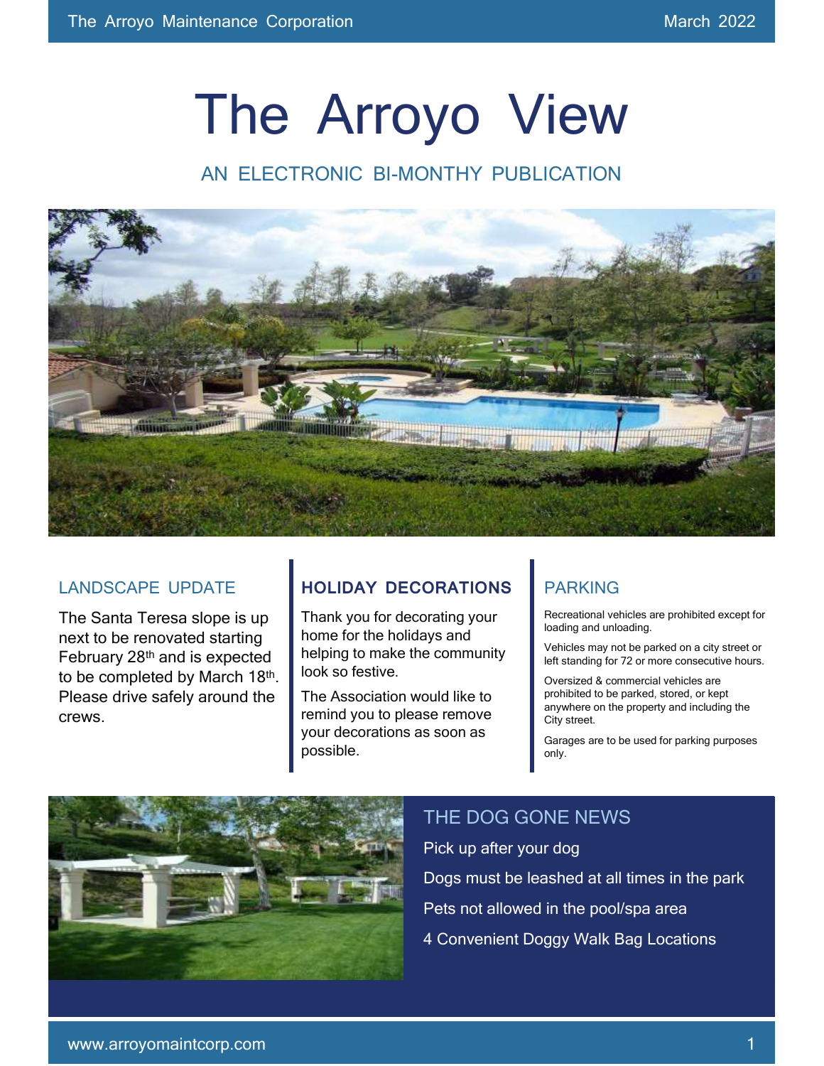# The Arroyo View

AN ELECTRONIC BI-MONTHY PUBLICATION

## LANDSCAPE UPDATE

The Santa Teresa slope is up next to be renovated starting February 28th and is expected to be completed by March 18th. Please drive safely around the crews.

## HOLIDAY DECORATIONS

Thank you for decorating your home for the holidays and helping to make the community look so festive.

The Association would like to remind you to please remove your decorations as soon as possible.

## PARKING

Recreational vehicles are prohibited except for loading and unloading.

Vehicles may not be parked on a city street or left standing for 72 or more consecutive hours.

Oversized & commercial vehicles are prohibited to be parked, stored, or kept anywhere on the property and including the City street.

Garages are to be used for parking purposes only.

## THE DOG GONE NEWS

Pick up after your dog

Dogs must be leashed at all times in the park

Pets not allowed in the pool/spa area

4 Convenient Doggy Walk Bag Locations

www.arroyomaintcorp.com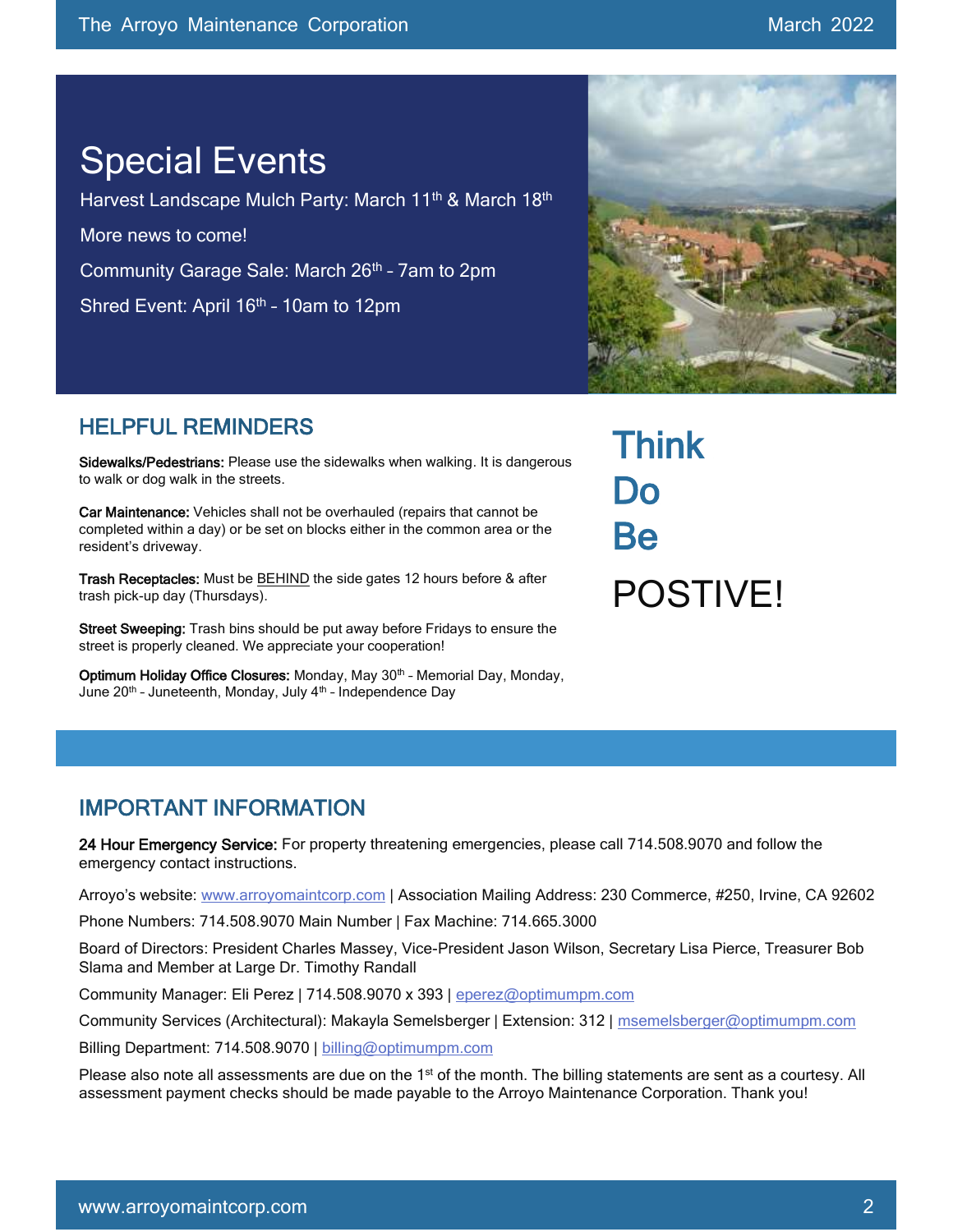# Special Events

Harvest Landscape Mulch Party: March 11th & March 18th

More news to come!

Community Garage Sale: March 26th – 7am to 2pm

Shred Event: April 16th – 10am to 12pm

## HELPFUL REMINDERS

**Sidewalks/Pedestrians:** Please use the sidewalks when walking. It is dangerous to walk or dog walk in the streets.

**Car Maintenance:** Vehicles shall not be overhauled (repairs that cannot be completed within a day) or be set on blocks either in the common area or the resident's driveway.

**Trash Receptacles:** Must be BEHIND the side gates 12 hours before & after trash pick-up day (Thursdays).

**Street Sweeping:** Trash bins should be put away before Fridays to ensure the street is properly cleaned. We appreciate your cooperation!

**Optimum Holiday Office Closures:** Monday, May 30th – Memorial Day, Monday, June 20th – Juneteenth, Monday, July 4th – Independence Day

**Think**
**Do**
**Be**
POSTIVE!

## IMPORTANT INFORMATION

**24 Hour Emergency Service:** For property threatening emergencies, please call 714.508.9070 and follow the emergency contact instructions.

Arroyo's website: www.arroyomaintcorp.com | Association Mailing Address: 230 Commerce, #250, Irvine, CA 92602

Phone Numbers: 714.508.9070 Main Number | Fax Machine: 714.665.3000

Board of Directors: President Charles Massey, Vice-President Jason Wilson, Secretary Lisa Pierce, Treasurer Bob Slama and Member at Large Dr. Timothy Randall

Community Manager: Eli Perez | 714.508.9070 x 393 | eperez@optimumpm.com

Community Services (Architectural): Makayla Semelsberger | Extension: 312 | msemelsberger@optimumpm.com

Billing Department: 714.508.9070 | billing@optimumpm.com

Please also note all assessments are due on the 1st of the month. The billing statements are sent as a courtesy. All assessment payment checks should be made payable to the Arroyo Maintenance Corporation. Thank you!